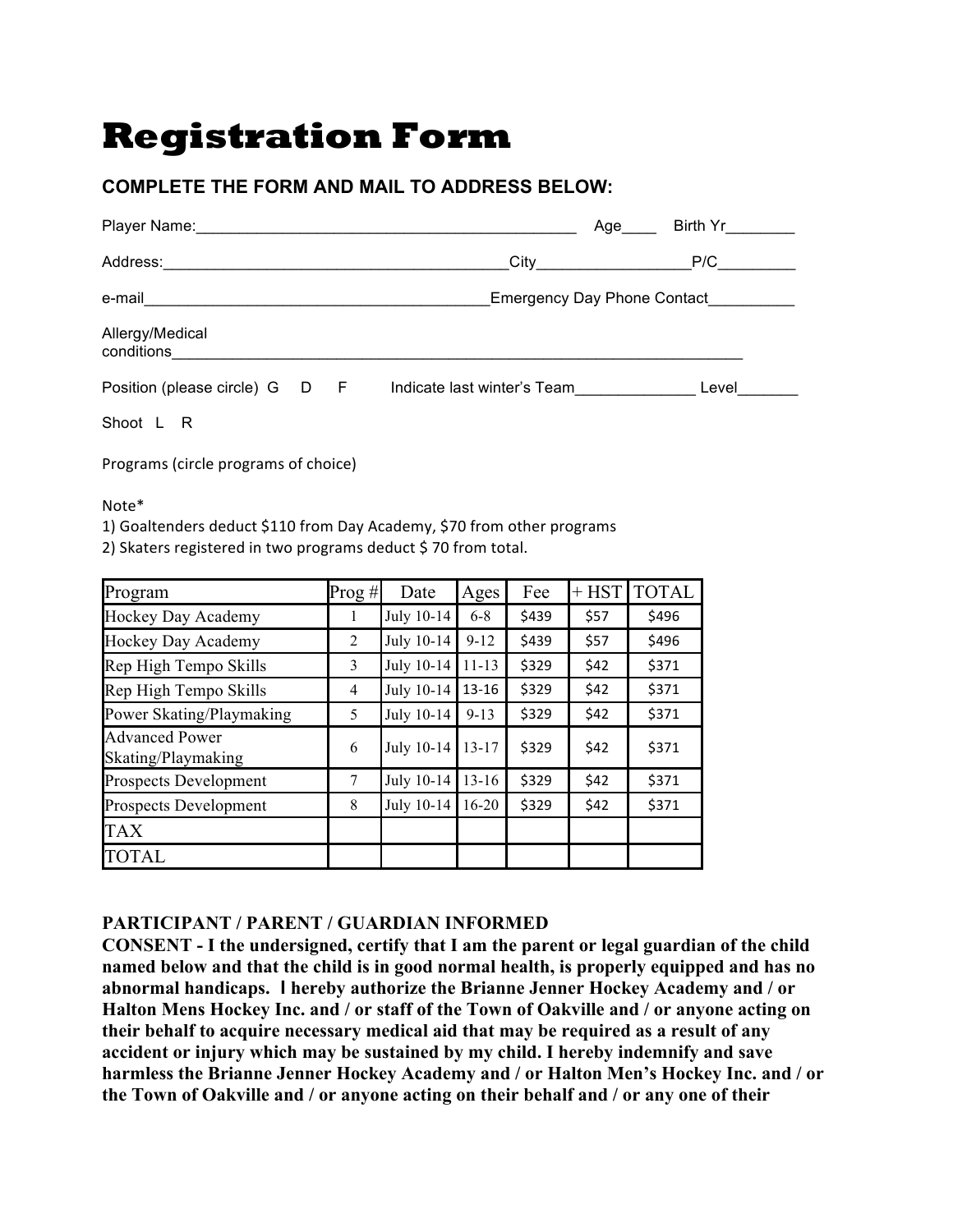# Registration Form

### COMPLETE THE FORM AND MAIL TO ADDRESS BELOW:

Player Name:_____________________________________________ Age____ Birth Yr________

Address:_________________________________________City_________________P/C_________

e-mail________________________________________Emergency Day Phone Contact__________

Allergy/Medical conditions______________________________________________________________________

Position (please circle) G D F Indicate last winter's Team______________ Level_______

Shoot L R

Programs (circle programs of choice)

Note*
1) Goaltenders deduct $110 from Day Academy, $70 from other programs
2) Skaters registered in two programs deduct $ 70 from total.

| Program | Prog # | Date | Ages | Fee | + HST | TOTAL |
|---|---|---|---|---|---|---|
| Hockey Day Academy | 1 | July 10-14 | 6-8 | $439 | $57 | $496 |
| Hockey Day Academy | 2 | July 10-14 | 9-12 | $439 | $57 | $496 |
| Rep High Tempo Skills | 3 | July 10-14 | 11-13 | $329 | $42 | $371 |
| Rep High Tempo Skills | 4 | July 10-14 | 13-16 | $329 | $42 | $371 |
| Power Skating/Playmaking | 5 | July 10-14 | 9-13 | $329 | $42 | $371 |
| Advanced Power Skating/Playmaking | 6 | July 10-14 | 13-17 | $329 | $42 | $371 |
| Prospects Development | 7 | July 10-14 | 13-16 | $329 | $42 | $371 |
| Prospects Development | 8 | July 10-14 | 16-20 | $329 | $42 | $371 |
| TAX | | | | | | |
| TOTAL | | | | | | |

**PARTICIPANT / PARENT / GUARDIAN INFORMED CONSENT - I the undersigned, certify that I am the parent or legal guardian of the child named below and that the child is in good normal health, is properly equipped and has no abnormal handicaps. I hereby authorize the Brianne Jenner Hockey Academy and / or Halton Mens Hockey Inc. and / or staff of the Town of Oakville and / or anyone acting on their behalf to acquire necessary medical aid that may be required as a result of any accident or injury which may be sustained by my child. I hereby indemnify and save harmless the Brianne Jenner Hockey Academy and / or Halton Men's Hockey Inc. and / or the Town of Oakville and / or anyone acting on their behalf and / or any one of their**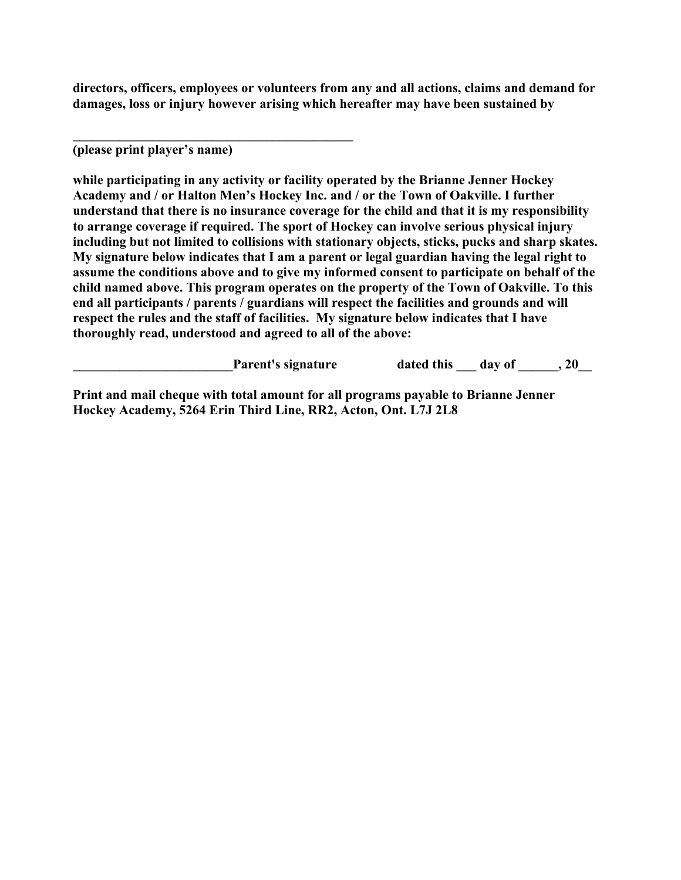**directors, officers, employees or volunteers from any and all actions, claims and demand for damages, loss or injury however arising which hereafter may have been sustained by**

**____________________________________________**
**(please print player's name)**

**while participating in any activity or facility operated by the Brianne Jenner Hockey Academy and / or Halton Men's Hockey Inc. and / or the Town of Oakville. I further understand that there is no insurance coverage for the child and that it is my responsibility to arrange coverage if required. The sport of Hockey can involve serious physical injury including but not limited to collisions with stationary objects, sticks, pucks and sharp skates. My signature below indicates that I am a parent or legal guardian having the legal right to assume the conditions above and to give my informed consent to participate on behalf of the child named above. This program operates on the property of the Town of Oakville. To this end all participants / parents / guardians will respect the facilities and grounds and will respect the rules and the staff of facilities. My signature below indicates that I have thoroughly read, understood and agreed to all of the above:**

**________________________Parent's signature dated this ___ day of ______, 20__**

**Print and mail cheque with total amount for all programs payable to Brianne Jenner Hockey Academy, 5264 Erin Third Line, RR2, Acton, Ont. L7J 2L8**